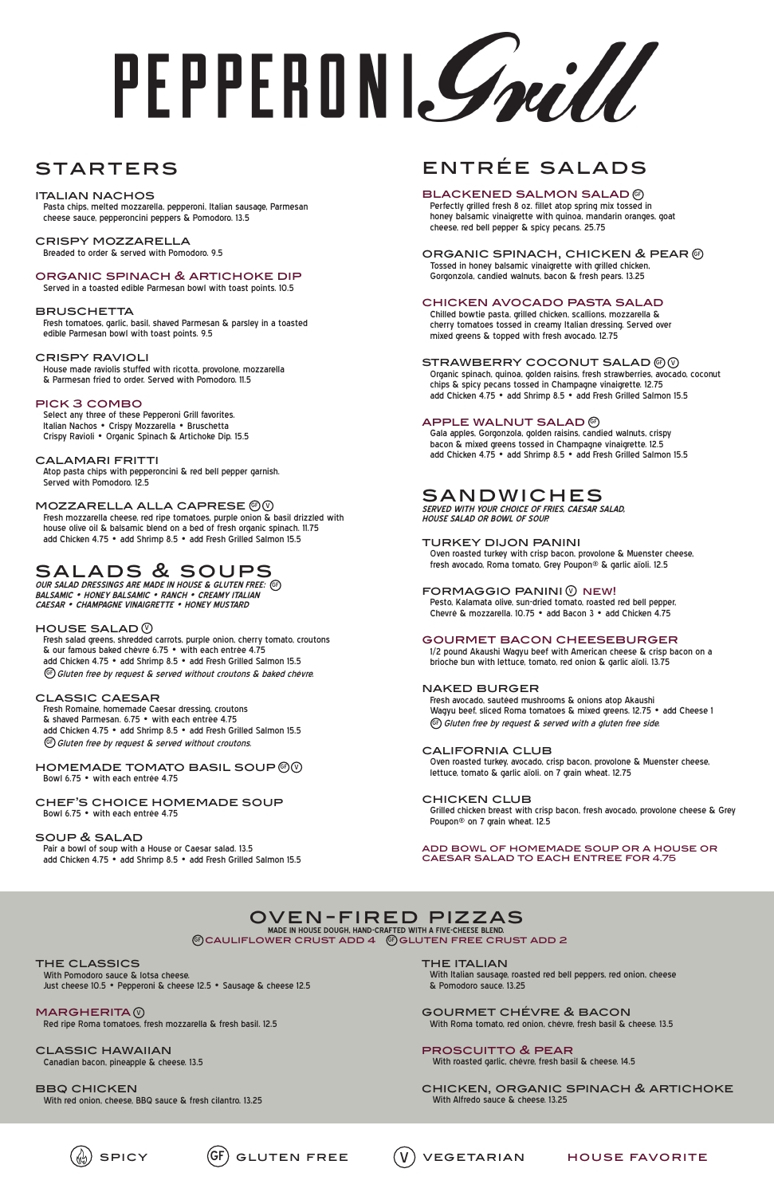# PEPPERONI Grill

## STARTERS

### ITALIAN NACHOS
Pasta chips, melted mozzarella, pepperoni, Italian sausage, Parmesan cheese sauce, pepperoncini peppers & Pomodoro. 13.5

### CRISPY MOZZARELLA
Breaded to order & served with Pomodoro. 9.5

### ORGANIC SPINACH & ARTICHOKE DIP
Served in a toasted edible Parmesan bowl with toast points. 10.5

### BRUSCHETTA
Fresh tomatoes, garlic, basil, shaved Parmesan & parsley in a toasted edible Parmesan bowl with toast points. 9.5

### CRISPY RAVIOLI
House made raviolis stuffed with ricotta, provolone, mozzarella & Parmesan fried to order. Served with Pomodoro. 11.5

### PICK 3 COMBO
Select any three of these Pepperoni Grill favorites.
Italian Nachos • Crispy Mozzarella • Bruschetta
Crispy Ravioli • Organic Spinach & Artichoke Dip. 15.5

### CALAMARI FRITTI
Atop pasta chips with pepperoncini & red bell pepper garnish.
Served with Pomodoro. 12.5

### MOZZARELLA ALLA CAPRESE (GF) (V)
Fresh mozzarella cheese, red ripe tomatoes, purple onion & basil drizzled with house olive oil & balsamic blend on a bed of fresh organic spinach. 11.75
add Chicken 4.75 • add Shrimp 8.5 • add Fresh Grilled Salmon 15.5

## SALADS & SOUPS

*OUR SALAD DRESSINGS ARE MADE IN HOUSE & GLUTEN FREE: (GF)*
*BALSAMIC • HONEY BALSAMIC • RANCH • CREAMY ITALIAN*
*CAESAR • CHAMPAGNE VINAIGRETTE • HONEY MUSTARD*

### HOUSE SALAD (V)
Fresh salad greens, shredded carrots, purple onion, cherry tomato, croutons & our famous baked chèvre 6.75 • with each entrée 4.75
add Chicken 4.75 • add Shrimp 8.5 • add Fresh Grilled Salmon 15.5
*(GF) Gluten free by request & served without croutons & baked chèvre.*

### CLASSIC CAESAR
Fresh Romaine, homemade Caesar dressing, croutons & shaved Parmesan. 6.75 • with each entrée 4.75
add Chicken 4.75 • add Shrimp 8.5 • add Fresh Grilled Salmon 15.5
*(GF) Gluten free by request & served without croutons.*

### HOMEMADE TOMATO BASIL SOUP (GF) (V)
Bowl 6.75 • with each entrée 4.75

### CHEF'S CHOICE HOMEMADE SOUP
Bowl 6.75 • with each entrée 4.75

### SOUP & SALAD
Pair a bowl of soup with a House or Caesar salad. 13.5
add Chicken 4.75 • add Shrimp 8.5 • add Fresh Grilled Salmon 15.5

## ENTRÉE SALADS

### BLACKENED SALMON SALAD (GF)
Perfectly grilled fresh 8 oz. fillet atop spring mix tossed in honey balsamic vinaigrette with quinoa, mandarin oranges, goat cheese, red bell pepper & spicy pecans. 25.75

### ORGANIC SPINACH, CHICKEN & PEAR (GF)
Tossed in honey balsamic vinaigrette with grilled chicken, Gorgonzola, candied walnuts, bacon & fresh pears. 13.25

### CHICKEN AVOCADO PASTA SALAD
Chilled bowtie pasta, grilled chicken, scallions, mozzarella & cherry tomatoes tossed in creamy Italian dressing. Served over mixed greens & topped with fresh avocado. 12.75

### STRAWBERRY COCONUT SALAD (GF) (V)
Organic spinach, quinoa, golden raisins, fresh strawberries, avocado, coconut chips & spicy pecans tossed in Champagne vinaigrette. 12.75
add Chicken 4.75 • add Shrimp 8.5 • add Fresh Grilled Salmon 15.5

### APPLE WALNUT SALAD (GF)
Gala apples, Gorgonzola, golden raisins, candied walnuts, crispy bacon & mixed greens tossed in Champagne vinaigrette. 12.5
add Chicken 4.75 • add Shrimp 8.5 • add Fresh Grilled Salmon 15.5

## SANDWICHES

*SERVED WITH YOUR CHOICE OF FRIES, CAESAR SALAD, HOUSE SALAD OR BOWL OF SOUP*

### TURKEY DIJON PANINI
Oven roasted turkey with crisp bacon, provolone & Muenster cheese, fresh avocado, Roma tomato, Grey Poupon® & garlic aïoli. 12.5

### FORMAGGIO PANINI (V) NEW!
Pesto, Kalamata olive, sun-dried tomato, roasted red bell pepper, Chevré & mozzarella. 10.75 • add Bacon 3 • add Chicken 4.75

### GOURMET BACON CHEESEBURGER
1/2 pound Akaushi Wagyu beef with American cheese & crisp bacon on a brioche bun with lettuce, tomato, red onion & garlic aïoli. 13.75

### NAKED BURGER
Fresh avocado, sautéed mushrooms & onions atop Akaushi Wagyu beef, sliced Roma tomatoes & mixed greens. 12.75 • add Cheese 1
*(GF) Gluten free by request & served with a gluten free side.*

### CALIFORNIA CLUB
Oven roasted turkey, avocado, crisp bacon, provolone & Muenster cheese, lettuce, tomato & garlic aïoli. on 7 grain wheat. 12.75

### CHICKEN CLUB
Grilled chicken breast with crisp bacon, fresh avocado, provolone cheese & Grey Poupon® on 7 grain wheat. 12.5

ADD BOWL OF HOMEMADE SOUP OR A HOUSE OR CAESAR SALAD TO EACH ENTREE FOR 4.75

## OVEN-FIRED PIZZAS

MADE IN HOUSE DOUGH, HAND-CRAFTED WITH A FIVE-CHEESE BLEND.
(GF) CAULIFLOWER CRUST ADD 4 (GF) GLUTEN FREE CRUST ADD 2

### THE CLASSICS
With Pomodoro sauce & lotsa cheese.
Just cheese 10.5 • Pepperoni & cheese 12.5 • Sausage & cheese 12.5

### MARGHERITA (V)
Red ripe Roma tomatoes, fresh mozzarella & fresh basil. 12.5

### CLASSIC HAWAIIAN
Canadian bacon, pineapple & cheese. 13.5

### BBQ CHICKEN
With red onion, cheese, BBQ sauce & fresh cilantro. 13.25

### THE ITALIAN
With Italian sausage, roasted red bell peppers, red onion, cheese & Pomodoro sauce. 13.25

### GOURMET CHÉVRE & BACON
With Roma tomato, red onion, chévre, fresh basil & cheese. 13.5

### PROSCUITTO & PEAR
With roasted garlic, chévre, fresh basil & cheese. 14.5

### CHICKEN, ORGANIC SPINACH & ARTICHOKE
With Alfredo sauce & cheese. 13.25

SPICY • (GF) GLUTEN FREE • (V) VEGETARIAN • HOUSE FAVORITE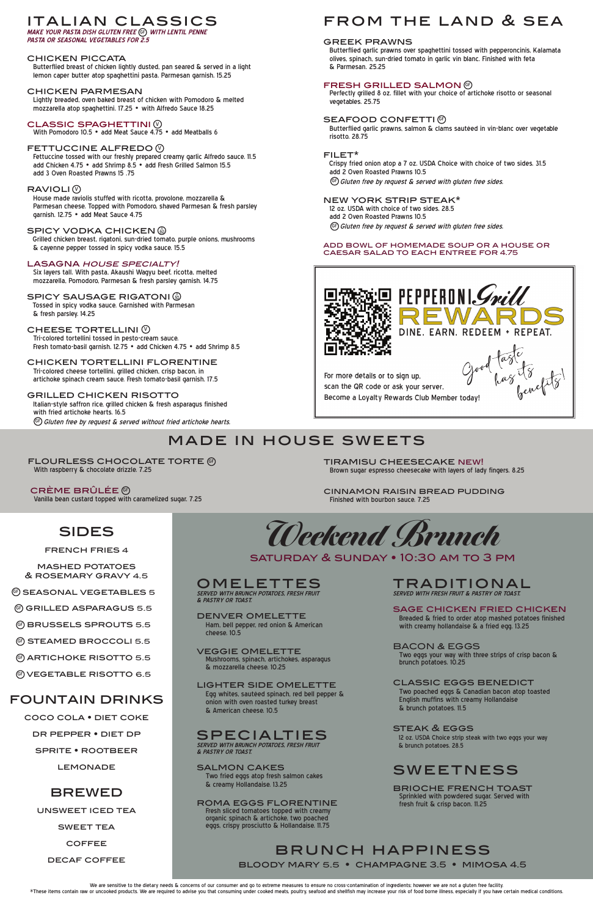# ITALIAN CLASSICS

*MAKE YOUR PASTA DISH GLUTEN FREE (GF) WITH LENTIL PENNE PASTA OR SEASONAL VEGETABLES FOR 2.5*

### CHICKEN PICCATA
Butterflied breast of chicken lightly dusted, pan seared & served in a light lemon caper butter atop spaghettini pasta. Parmesan garnish. 15.25

### CHICKEN PARMESAN
Lightly breaded, oven baked breast of chicken with Pomodoro & melted mozzarella atop spaghettini. 17.25 • with Alfredo Sauce 18.25

### CLASSIC SPAGHETTINI (V)
With Pomodoro 10.5 • add Meat Sauce 4.75 • add Meatballs 6

### FETTUCCINE ALFREDO (V)
Fettuccine tossed with our freshly prepared creamy garlic Alfredo sauce. 11.5
add Chicken 4.75 • add Shrimp 8.5 • add Fresh Grilled Salmon 15.5
add 3 Oven Roasted Prawns 15 .75

### RAVIOLI (V)
House made raviolis stuffed with ricotta, provolone, mozzarella & Parmesan cheese. Topped with Pomodoro, shaved Parmesan & fresh parsley garnish. 12.75 • add Meat Sauce 4.75

### SPICY VODKA CHICKEN
Grilled chicken breast, rigatoni, sun-dried tomato, purple onions, mushrooms & cayenne pepper tossed in spicy vodka sauce. 15.5

### LASAGNA *HOUSE SPECIALTY!*
Six layers tall. With pasta, Akaushi Wagyu beef, ricotta, melted mozzarella, Pomodoro, Parmesan & fresh parsley garnish. 14.75

### SPICY SAUSAGE RIGATONI
Tossed in spicy vodka sauce. Garnished with Parmesan & fresh parsley. 14.25

### CHEESE TORTELLINI (V)
Tri-colored tortellini tossed in pesto-cream sauce.
Fresh tomato-basil garnish. 12.75 • add Chicken 4.75 • add Shrimp 8.5

### CHICKEN TORTELLINI FLORENTINE
Tri-colored cheese tortellini, grilled chicken, crisp bacon, in artichoke spinach cream sauce. Fresh tomato-basil garnish. 17.5

### GRILLED CHICKEN RISOTTO
Italian-style saffron rice, grilled chicken & fresh asparagus finished with fried artichoke hearts. 16.5
(GF) *Gluten free by request & served without fried artichoke hearts.*

# FROM THE LAND & SEA

### GREEK PRAWNS
Butterflied garlic prawns over spaghettini tossed with pepperoncinis, Kalamata olives, spinach, sun-dried tomato in garlic vin blanc. Finished with feta & Parmesan. 25.25

### FRESH GRILLED SALMON (GF)
Perfectly grilled 8 oz. fillet with your choice of artichoke risotto or seasonal vegetables. 25.75

### SEAFOOD CONFETTI (GF)
Butterflied garlic prawns, salmon & clams sautéed in vin-blanc over vegetable risotto. 28.75

### FILET*
Crispy fried onion atop a 7 oz. USDA Choice with choice of two sides. 31.5
add 2 Oven Roasted Prawns 10.5
(GF) *Gluten free by request & served with gluten free sides.*

### NEW YORK STRIP STEAK*
12 oz. USDA with choice of two sides. 28.5
add 2 Oven Roasted Prawns 10.5
(GF) *Gluten free by request & served with gluten free sides.*

ADD BOWL OF HOMEMADE SOUP OR A HOUSE OR CAESAR SALAD TO EACH ENTREE FOR 4.75

PEPPERONI *Grill* REWARDS
DINE. EARN. REDEEM + REPEAT.

For more details or to sign up, scan the QR code or ask your server. Become a Loyalty Rewards Club Member today!

*Good taste has its benefits!*

# MADE IN HOUSE SWEETS

### FLOURLESS CHOCOLATE TORTE (GF)
With raspberry & chocolate drizzle. 7.25

### CRÈME BRÛLÉE (GF)
Vanilla bean custard topped with caramelized sugar. 7.25

### TIRAMISU CHEESECAKE NEW!
Brown sugar espresso cheesecake with layers of lady fingers. 8.25

### CINNAMON RAISIN BREAD PUDDING
Finished with bourbon sauce. 7.25

# SIDES

- FRENCH FRIES 4
- MASHED POTATOES & ROSEMARY GRAVY 4.5
- (GF) SEASONAL VEGETABLES 5
- (GF) GRILLED ASPARAGUS 5.5
- (GF) BRUSSELS SPROUTS 5.5
- (GF) STEAMED BROCCOLI 5.5
- (GF) ARTICHOKE RISOTTO 5.5
- (GF) VEGETABLE RISOTTO 6.5

# FOUNTAIN DRINKS

- COCO COLA • DIET COKE
- DR PEPPER • DIET DP
- SPRITE • ROOTBEER
- LEMONADE

# BREWED

- UNSWEET ICED TEA
- SWEET TEA
- COFFEE
- DECAF COFFEE

# *Weekend Brunch*

SATURDAY & SUNDAY • 10:30 AM TO 3 PM

## OMELETTES
*SERVED WITH BRUNCH POTATOES, FRESH FRUIT & PASTRY OR TOAST.*

### DENVER OMELETTE
Ham, bell pepper, red onion & American cheese. 10.5

### VEGGIE OMELETTE
Mushrooms, spinach, artichokes, asparagus & mozzarella cheese. 10.25

### LIGHTER SIDE OMELETTE
Egg whites, sautéed spinach, red bell pepper & onion with oven roasted turkey breast & American cheese. 10.5

## SPECIALTIES
*SERVED WITH BRUNCH POTATOES, FRESH FRUIT & PASTRY OR TOAST.*

### SALMON CAKES
Two fried eggs atop fresh salmon cakes & creamy Hollandaise. 13.25

### ROMA EGGS FLORENTINE
Fresh sliced tomatoes topped with creamy organic spinach & artichoke, two poached eggs, crispy prosciutto & Hollandaise. 11.75

## TRADITIONAL
*SERVED WITH FRESH FRUIT & PASTRY OR TOAST.*

### SAGE CHICKEN FRIED CHICKEN
Breaded & fried to order atop mashed potatoes finished with creamy hollandaise & a fried egg. 13.25

### BACON & EGGS
Two eggs your way with three strips of crisp bacon & brunch potatoes. 10.25

### CLASSIC EGGS BENEDICT
Two poached eggs & Canadian bacon atop toasted English muffins with creamy Hollandaise & brunch potatoes. 11.5

### STEAK & EGGS
12 oz. USDA Choice strip steak with two eggs your way & brunch potatoes. 28.5

## SWEETNESS

### BRIOCHE FRENCH TOAST
Sprinkled with powdered sugar. Served with fresh fruit & crisp bacon. 11.25

## BRUNCH HAPPINESS
BLOODY MARY 5.5 • CHAMPAGNE 3.5 • MIMOSA 4.5

We are sensitive to the dietary needs & concerns of our consumer and go to extreme measures to ensure no cross-contamination of ingredients; however we are not a gluten free facility.
*These items contain raw or uncooked products. We are required to advise you that consuming under cooked meats, poultry, seafood and shellfish may increase your risk of food borne illness, especially if you have certain medical conditions.